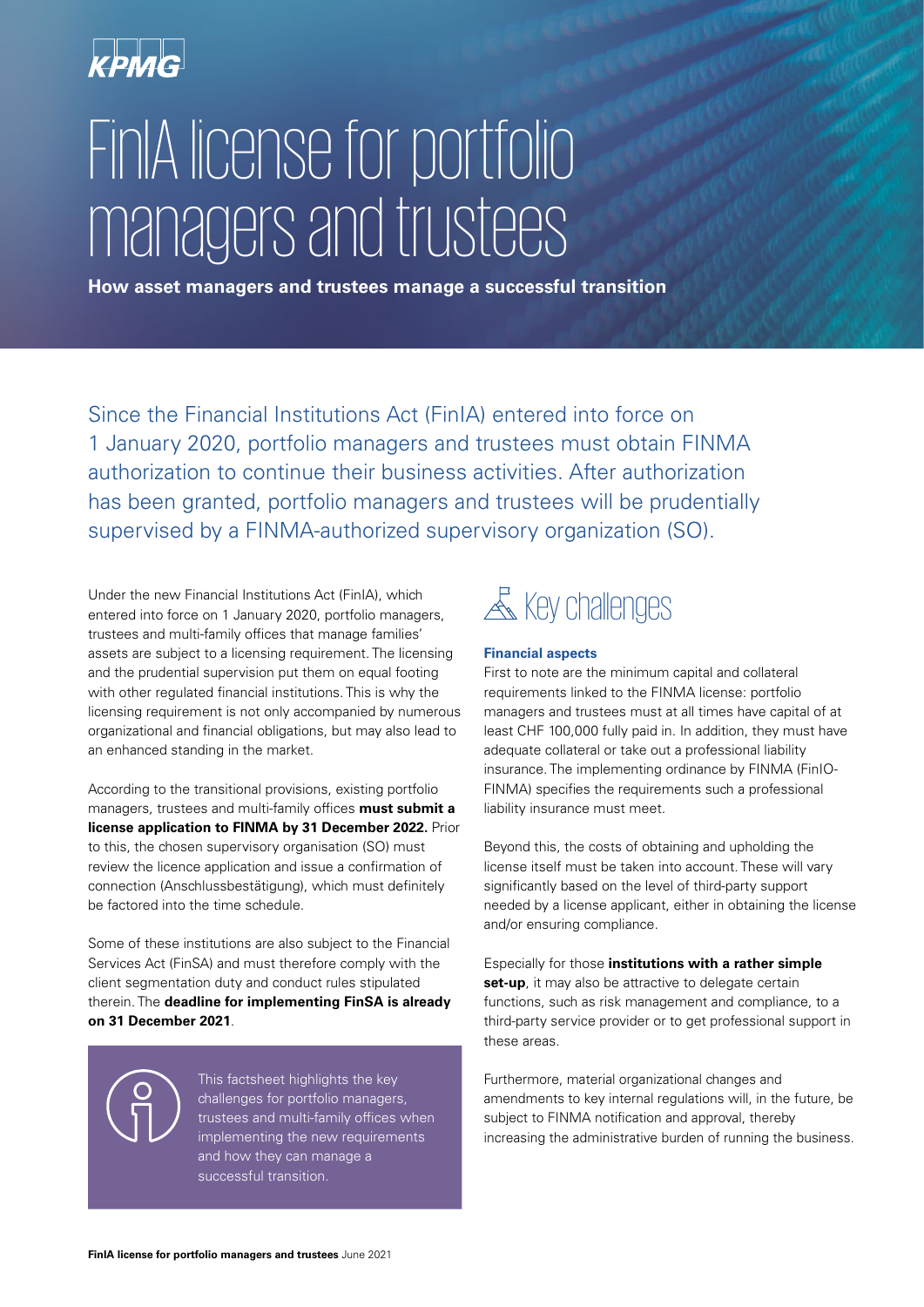KPMG

# FinIA license for portfolio managers and trustees

**How asset managers and trustees manage a successful transition**

Since the Financial Institutions Act (FinIA) entered into force on 1 January 2020, portfolio managers and trustees must obtain FINMA authorization to continue their business activities. After authorization has been granted, portfolio managers and trustees will be prudentially supervised by a FINMA-authorized supervisory organization (SO).

Under the new Financial Institutions Act (FinIA), which entered into force on 1 January 2020, portfolio managers, trustees and multi-family offices that manage families' assets are subject to a licensing requirement. The licensing and the prudential supervision put them on equal footing with other regulated financial institutions. This is why the licensing requirement is not only accompanied by numerous organizational and financial obligations, but may also lead to an enhanced standing in the market.

According to the transitional provisions, existing portfolio managers, trustees and multi-family offices **must submit a license application to FINMA by 31 December 2022.** Prior to this, the chosen supervisory organisation (SO) must review the licence application and issue a confirmation of connection (Anschlussbestätigung), which must definitely be factored into the time schedule.

Some of these institutions are also subject to the Financial Services Act (FinSA) and must therefore comply with the client segmentation duty and conduct rules stipulated therein. The **deadline for implementing FinSA is already on 31 December 2021**.

This factsheet highlights the key challenges for portfolio managers, trustees and multi-family offices when implementing the new requirements and how they can manage a successful transition.

## Key challenges

### Financial aspects

First to note are the minimum capital and collateral requirements linked to the FINMA license: portfolio managers and trustees must at all times have capital of at least CHF 100,000 fully paid in. In addition, they must have adequate collateral or take out a professional liability insurance. The implementing ordinance by FINMA (FinIO-FINMA) specifies the requirements such a professional liability insurance must meet.

Beyond this, the costs of obtaining and upholding the license itself must be taken into account. These will vary significantly based on the level of third-party support needed by a license applicant, either in obtaining the license and/or ensuring compliance.

Especially for those **institutions with a rather simple set-up**, it may also be attractive to delegate certain functions, such as risk management and compliance, to a third-party service provider or to get professional support in these areas.

Furthermore, material organizational changes and amendments to key internal regulations will, in the future, be subject to FINMA notification and approval, thereby increasing the administrative burden of running the business.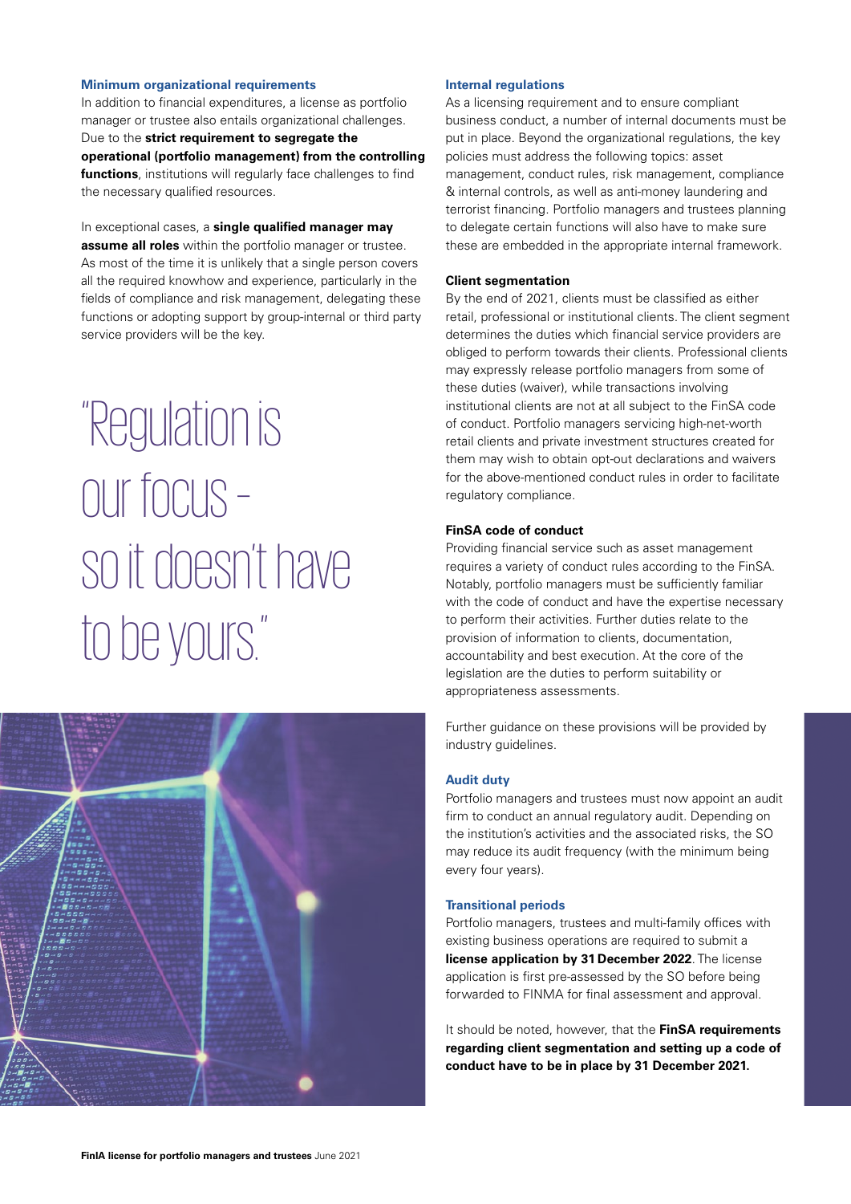### Minimum organizational requirements

In addition to financial expenditures, a license as portfolio manager or trustee also entails organizational challenges. Due to the **strict requirement to segregate the operational (portfolio management) from the controlling functions**, institutions will regularly face challenges to find the necessary qualified resources.

In exceptional cases, a **single qualified manager may assume all roles** within the portfolio manager or trustee. As most of the time it is unlikely that a single person covers all the required knowhow and experience, particularly in the fields of compliance and risk management, delegating these functions or adopting support by group-internal or third party service providers will be the key.

"Regulation is our focus – so it doesn't have to be yours."

### Internal regulations

As a licensing requirement and to ensure compliant business conduct, a number of internal documents must be put in place. Beyond the organizational regulations, the key policies must address the following topics: asset management, conduct rules, risk management, compliance & internal controls, as well as anti-money laundering and terrorist financing. Portfolio managers and trustees planning to delegate certain functions will also have to make sure these are embedded in the appropriate internal framework.

### Client segmentation

By the end of 2021, clients must be classified as either retail, professional or institutional clients. The client segment determines the duties which financial service providers are obliged to perform towards their clients. Professional clients may expressly release portfolio managers from some of these duties (waiver), while transactions involving institutional clients are not at all subject to the FinSA code of conduct. Portfolio managers servicing high-net-worth retail clients and private investment structures created for them may wish to obtain opt-out declarations and waivers for the above-mentioned conduct rules in order to facilitate regulatory compliance.

### FinSA code of conduct

Providing financial service such as asset management requires a variety of conduct rules according to the FinSA. Notably, portfolio managers must be sufficiently familiar with the code of conduct and have the expertise necessary to perform their activities. Further duties relate to the provision of information to clients, documentation, accountability and best execution. At the core of the legislation are the duties to perform suitability or appropriateness assessments.

Further guidance on these provisions will be provided by industry guidelines.

### Audit duty

Portfolio managers and trustees must now appoint an audit firm to conduct an annual regulatory audit. Depending on the institution's activities and the associated risks, the SO may reduce its audit frequency (with the minimum being every four years).

### Transitional periods

Portfolio managers, trustees and multi-family offices with existing business operations are required to submit a **license application by 31 December 2022**. The license application is first pre-assessed by the SO before being forwarded to FINMA for final assessment and approval.

It should be noted, however, that the **FinSA requirements regarding client segmentation and setting up a code of conduct have to be in place by 31 December 2021.**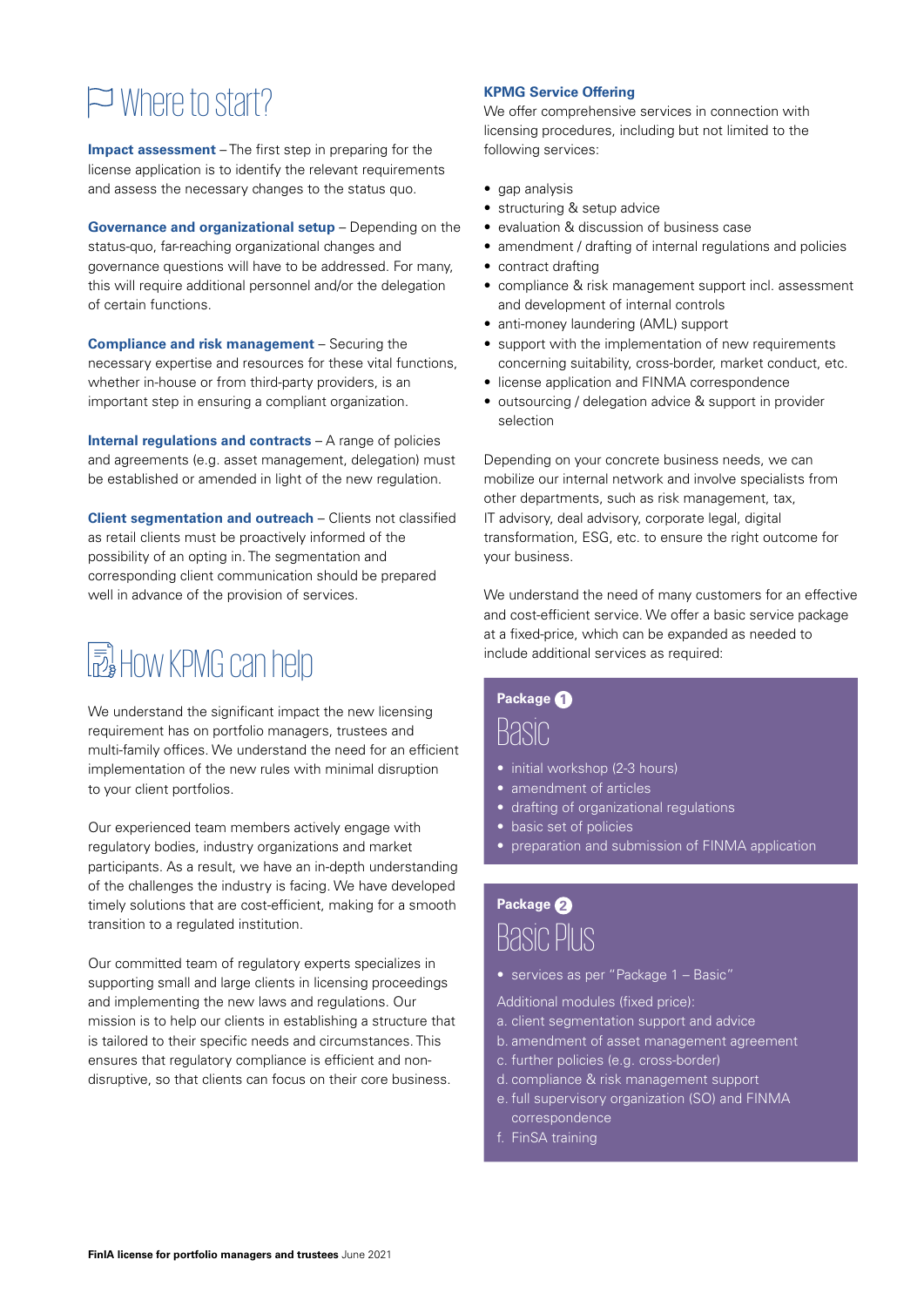# Where to start?

**Impact assessment** – The first step in preparing for the license application is to identify the relevant requirements and assess the necessary changes to the status quo.

**Governance and organizational setup** – Depending on the status-quo, far-reaching organizational changes and governance questions will have to be addressed. For many, this will require additional personnel and/or the delegation of certain functions.

**Compliance and risk management** – Securing the necessary expertise and resources for these vital functions, whether in-house or from third-party providers, is an important step in ensuring a compliant organization.

**Internal regulations and contracts** – A range of policies and agreements (e.g. asset management, delegation) must be established or amended in light of the new regulation.

**Client segmentation and outreach** – Clients not classified as retail clients must be proactively informed of the possibility of an opting in. The segmentation and corresponding client communication should be prepared well in advance of the provision of services.

# How KPMG can help

We understand the significant impact the new licensing requirement has on portfolio managers, trustees and multi-family offices. We understand the need for an efficient implementation of the new rules with minimal disruption to your client portfolios.

Our experienced team members actively engage with regulatory bodies, industry organizations and market participants. As a result, we have an in-depth understanding of the challenges the industry is facing. We have developed timely solutions that are cost-efficient, making for a smooth transition to a regulated institution.

Our committed team of regulatory experts specializes in supporting small and large clients in licensing proceedings and implementing the new laws and regulations. Our mission is to help our clients in establishing a structure that is tailored to their specific needs and circumstances. This ensures that regulatory compliance is efficient and non-disruptive, so that clients can focus on their core business.

**KPMG Service Offering**

We offer comprehensive services in connection with licensing procedures, including but not limited to the following services:

- gap analysis
- structuring & setup advice
- evaluation & discussion of business case
- amendment / drafting of internal regulations and policies
- contract drafting
- compliance & risk management support incl. assessment and development of internal controls
- anti-money laundering (AML) support
- support with the implementation of new requirements concerning suitability, cross-border, market conduct, etc.
- license application and FINMA correspondence
- outsourcing / delegation advice & support in provider selection

Depending on your concrete business needs, we can mobilize our internal network and involve specialists from other departments, such as risk management, tax, IT advisory, deal advisory, corporate legal, digital transformation, ESG, etc. to ensure the right outcome for your business.

We understand the need of many customers for an effective and cost-efficient service. We offer a basic service package at a fixed-price, which can be expanded as needed to include additional services as required:

**Package 1**

## Basic

- initial workshop (2-3 hours)
- amendment of articles
- drafting of organizational regulations
- basic set of policies
- preparation and submission of FINMA application

**Package 2**

## Basic Plus

- services as per "Package 1 – Basic"

Additional modules (fixed price):

a. client segmentation support and advice
b. amendment of asset management agreement
c. further policies (e.g. cross-border)
d. compliance & risk management support
e. full supervisory organization (SO) and FINMA correspondence
f. FinSA training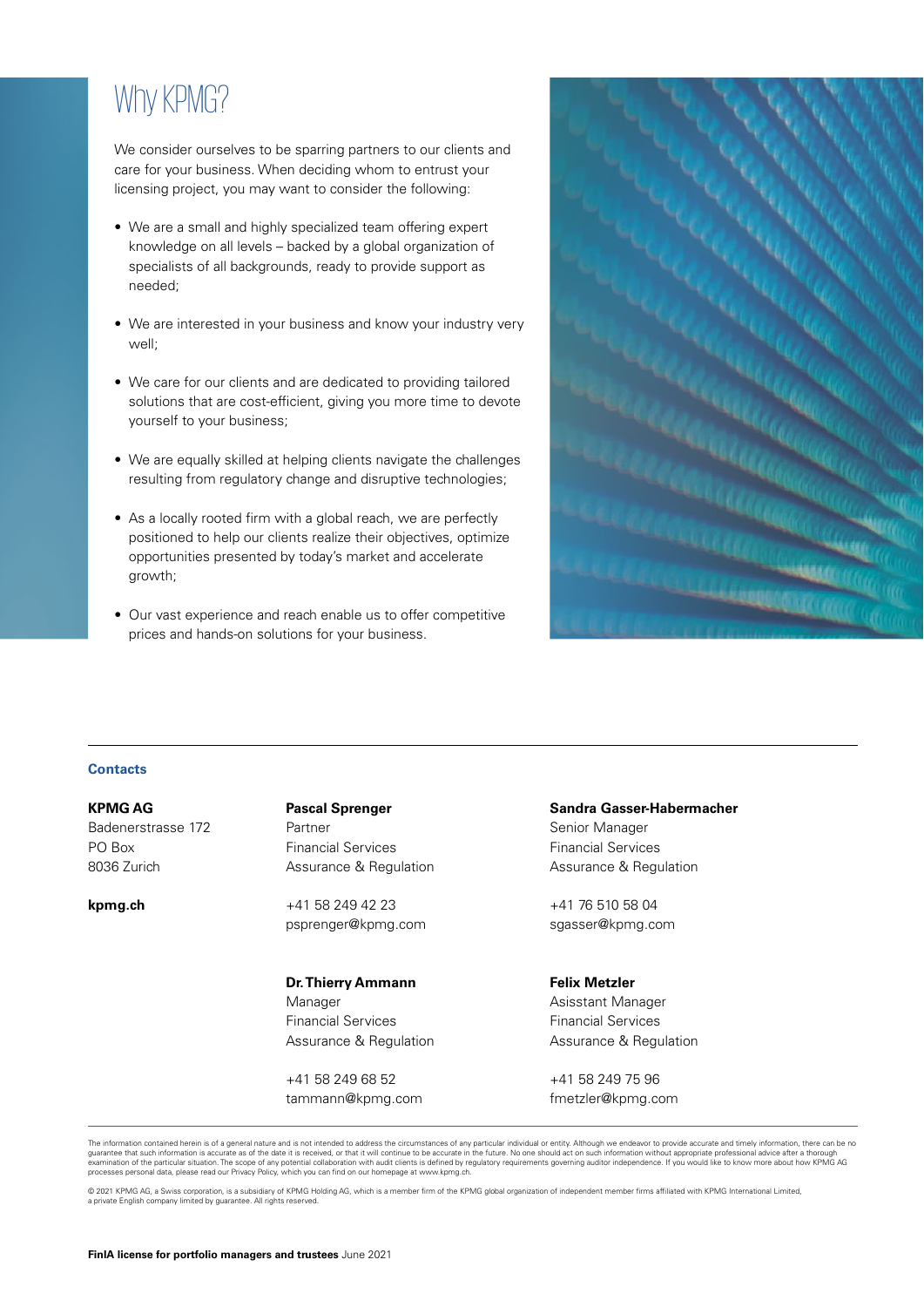# Why KPMG?

We consider ourselves to be sparring partners to our clients and care for your business. When deciding whom to entrust your licensing project, you may want to consider the following:

- We are a small and highly specialized team offering expert knowledge on all levels – backed by a global organization of specialists of all backgrounds, ready to provide support as needed;
- We are interested in your business and know your industry very well;
- We care for our clients and are dedicated to providing tailored solutions that are cost-efficient, giving you more time to devote yourself to your business;
- We are equally skilled at helping clients navigate the challenges resulting from regulatory change and disruptive technologies;
- As a locally rooted firm with a global reach, we are perfectly positioned to help our clients realize their objectives, optimize opportunities presented by today's market and accelerate growth;
- Our vast experience and reach enable us to offer competitive prices and hands-on solutions for your business.

## Contacts

**KPMG AG**
Badenerstrasse 172
PO Box
8036 Zurich

**kpmg.ch**

**Pascal Sprenger**
Partner
Financial Services
Assurance & Regulation

+41 58 249 42 23
psprenger@kpmg.com

**Sandra Gasser-Habermacher**
Senior Manager
Financial Services
Assurance & Regulation

+41 76 510 58 04
sgasser@kpmg.com

**Dr. Thierry Ammann**
Manager
Financial Services
Assurance & Regulation

+41 58 249 68 52
tammann@kpmg.com

**Felix Metzler**
Asisstant Manager
Financial Services
Assurance & Regulation

+41 58 249 75 96
fmetzler@kpmg.com

The information contained herein is of a general nature and is not intended to address the circumstances of any particular individual or entity. Although we endeavor to provide accurate and timely information, there can be no guarantee that such information is accurate as of the date it is received, or that it will continue to be accurate in the future. No one should act on such information without appropriate professional advice after a thorough examination of the particular situation. The scope of any potential collaboration with audit clients is defined by regulatory requirements governing auditor independence. If you would like to know more about how KPMG AG processes personal data, please read our Privacy Policy, which you can find on our homepage at www.kpmg.ch.

© 2021 KPMG AG, a Swiss corporation, is a subsidiary of KPMG Holding AG, which is a member firm of the KPMG global organization of independent member firms affiliated with KPMG International Limited, a private English company limited by guarantee. All rights reserved.